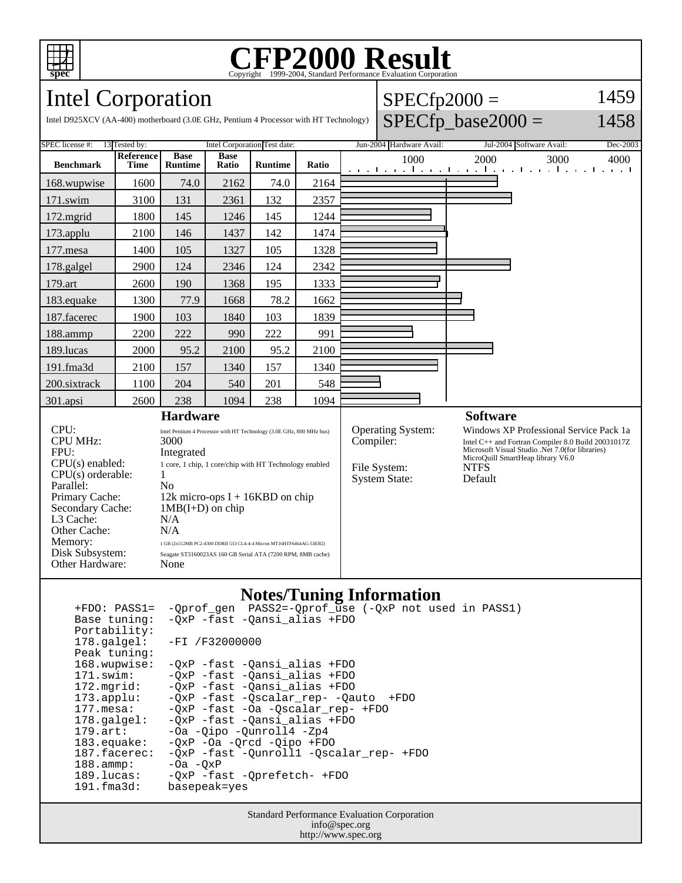# CFP2000 Result

Copyright 1999-2004, Standard Performance Evaluation Corporation

## Intel Corporation

Intel D925XCV (AA-400) motherboard (3.0E GHz, Pentium 4 Processor with HT Technology)

SPECfp2000 = 1459

SPECfp_base2000 = 1458

SPEC license #: 13 | Tested by: Intel Corporation | Test date: Jun-2004 | Hardware Avail: Jul-2004 | Software Avail: Dec-2003

| Benchmark | Reference Time | Base Runtime | Base Ratio | Runtime | Ratio |
|---|---|---|---|---|---|
| 168.wupwise | 1600 | 74.0 | 2162 | 74.0 | 2164 |
| 171.swim | 3100 | 131 | 2361 | 132 | 2357 |
| 172.mgrid | 1800 | 145 | 1246 | 145 | 1244 |
| 173.applu | 2100 | 146 | 1437 | 142 | 1474 |
| 177.mesa | 1400 | 105 | 1327 | 105 | 1328 |
| 178.galgel | 2900 | 124 | 2346 | 124 | 2342 |
| 179.art | 2600 | 190 | 1368 | 195 | 1333 |
| 183.equake | 1300 | 77.9 | 1668 | 78.2 | 1662 |
| 187.facerec | 1900 | 103 | 1840 | 103 | 1839 |
| 188.ammp | 2200 | 222 | 990 | 222 | 991 |
| 189.lucas | 2000 | 95.2 | 2100 | 95.2 | 2100 |
| 191.fma3d | 2100 | 157 | 1340 | 157 | 1340 |
| 200.sixtrack | 1100 | 204 | 540 | 201 | 548 |
| 301.apsi | 2600 | 238 | 1094 | 238 | 1094 |

### Hardware

| | |
|---|---|
| CPU: | Intel Pentium 4 Processor with HT Technology (3.0E GHz, 800 MHz bus) |
| CPU MHz: | 3000 |
| FPU: | Integrated |
| CPU(s) enabled: | 1 core, 1 chip, 1 core/chip with HT Technology enabled |
| CPU(s) orderable: | 1 |
| Parallel: | No |
| Primary Cache: | 12k micro-ops I + 16KBD on chip |
| Secondary Cache: | 1MB(I+D) on chip |
| L3 Cache: | N/A |
| Other Cache: | N/A |
| Memory: | 1 GB (2x512MB PC2-4300 DDRII 533 CL4-4-4 Micron MT16HTF6464AG-53EB2) |
| Disk Subsystem: | Seagate ST3160023AS 160 GB Serial ATA (7200 RPM, 8MB cache) |
| Other Hardware: | None |

### Software

| | |
|---|---|
| Operating System: | Windows XP Professional Service Pack 1a |
| Compiler: | Intel C++ and Fortran Compiler 8.0 Build 20031017Z Microsoft Visual Studio .Net 7.0(for libraries) MicroQuill SmartHeap library V6.0 |
| File System: | NTFS |
| System State: | Default |

### Notes/Tuning Information

```
+FDO: PASS1=  -Qprof_gen  PASS2=-Qprof_use (-QxP not used in PASS1)
Base tuning:  -QxP -fast -Qansi_alias +FDO
Portability:
178.galgel:   -FI /F32000000
Peak tuning:
168.wupwise:  -QxP -fast -Qansi_alias +FDO
171.swim:     -QxP -fast -Qansi_alias +FDO
172.mgrid:    -QxP -fast -Qansi_alias +FDO
173.applu:    -QxP -fast -Qscalar_rep- -Qauto  +FDO
177.mesa:     -QxP -fast -Oa -Qscalar_rep- +FDO
178.galgel:   -QxP -fast -Qansi_alias +FDO
179.art:      -Oa -Qipo -Qunroll4 -Zp4
183.equake:   -QxP -Oa -Qrcd -Qipo +FDO
187.facerec:  -QxP -fast -Qunroll1 -Qscalar_rep- +FDO
188.ammp:     -Oa -QxP
189.lucas:    -QxP -fast -Qprefetch- +FDO
191.fma3d:    basepeak=yes
```

Standard Performance Evaluation Corporation
info@spec.org
http://www.spec.org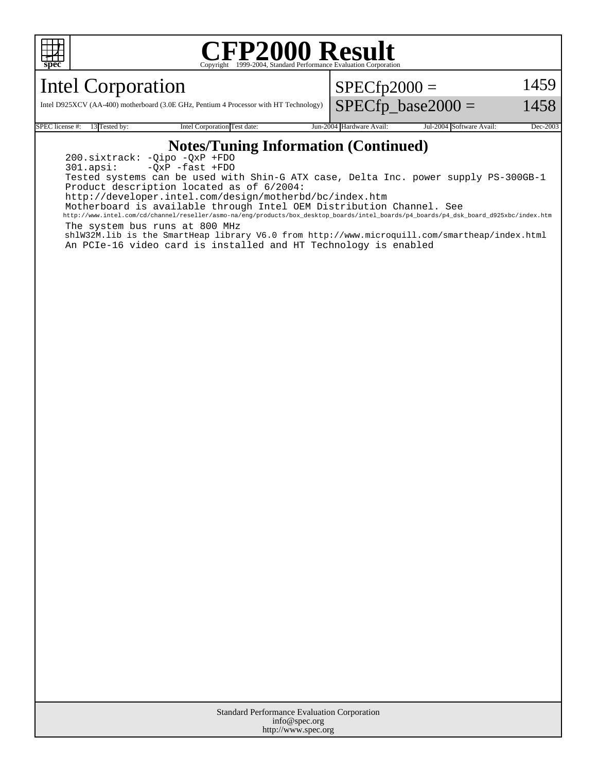# CFP2000 Result

Copyright 1999-2004, Standard Performance Evaluation Corporation

## Intel Corporation

Intel D925XCV (AA-400) motherboard (3.0E GHz, Pentium 4 Processor with HT Technology)

SPECfp2000 = 1459

SPECfp_base2000 = 1458

| SPEC license #: | 13 | Tested by: | Intel Corporation | Test date: | Jun-2004 | Hardware Avail: | Jul-2004 | Software Avail: | Dec-2003 |
|---|---|---|---|---|---|---|---|---|---|

### Notes/Tuning Information (Continued)

```
200.sixtrack: -Qipo -QxP +FDO
301.apsi:     -QxP -fast +FDO
Tested systems can be used with Shin-G ATX case, Delta Inc. power supply PS-300GB-1
Product description located as of 6/2004:
http://developer.intel.com/design/motherbd/bc/index.htm
Motherboard is available through Intel OEM Distribution Channel. See
http://www.intel.com/cd/channel/reseller/asmo-na/eng/products/box_desktop_boards/intel_boards/p4_boards/p4_dsk_board_d925xbc/index.htm
The system bus runs at 800 MHz
shlW32M.lib is the SmartHeap library V6.0 from http://www.microquill.com/smartheap/index.html
An PCIe-16 video card is installed and HT Technology is enabled
```

Standard Performance Evaluation Corporation
info@spec.org
http://www.spec.org